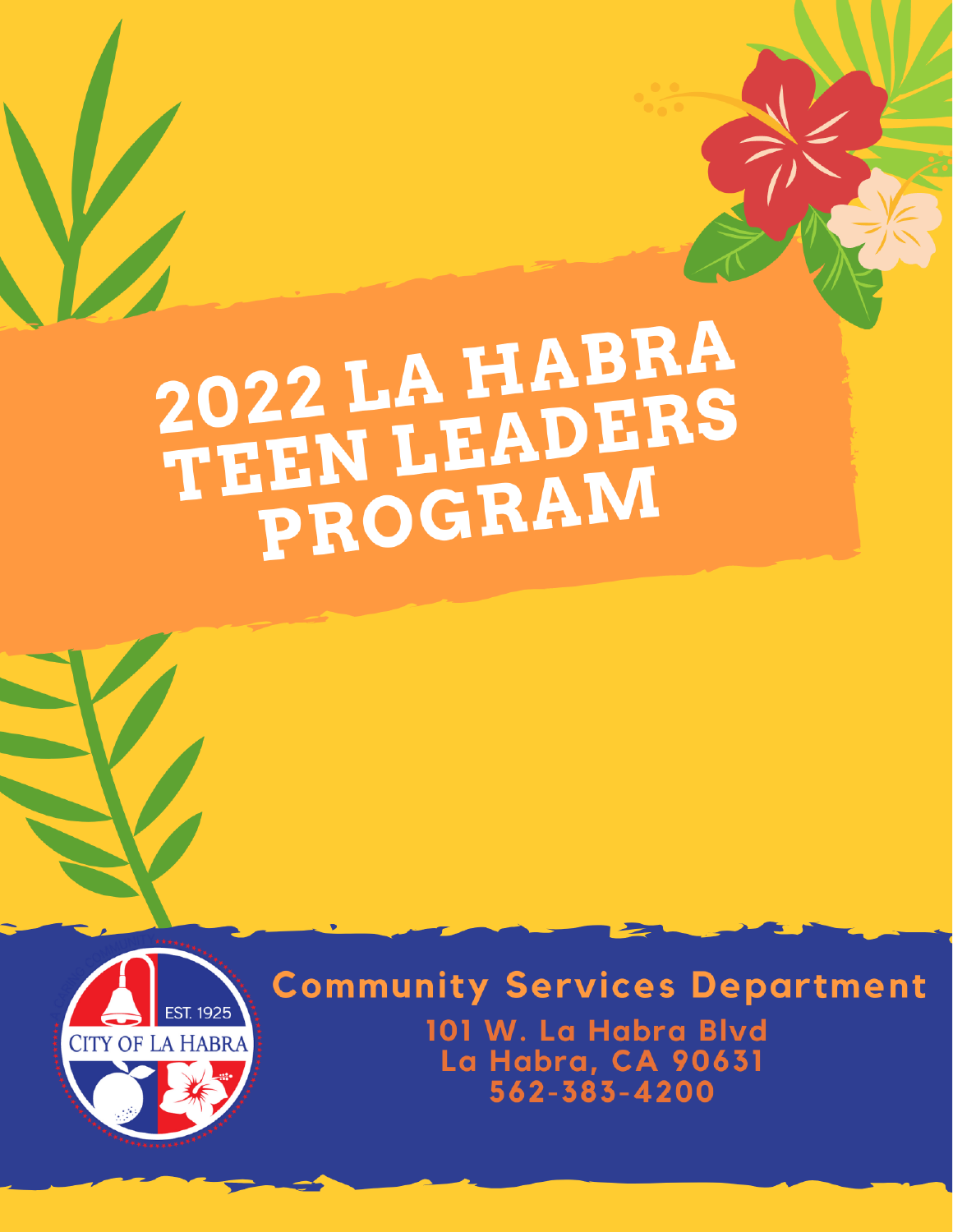# 2022 LA HABRA TEEN LEADERS PROGRAM

EST. 1925
CITY OF LA HABRA

**Community Services Department**

**101 W. La Habra Blvd**
**La Habra, CA 90631**
**562-383-4200**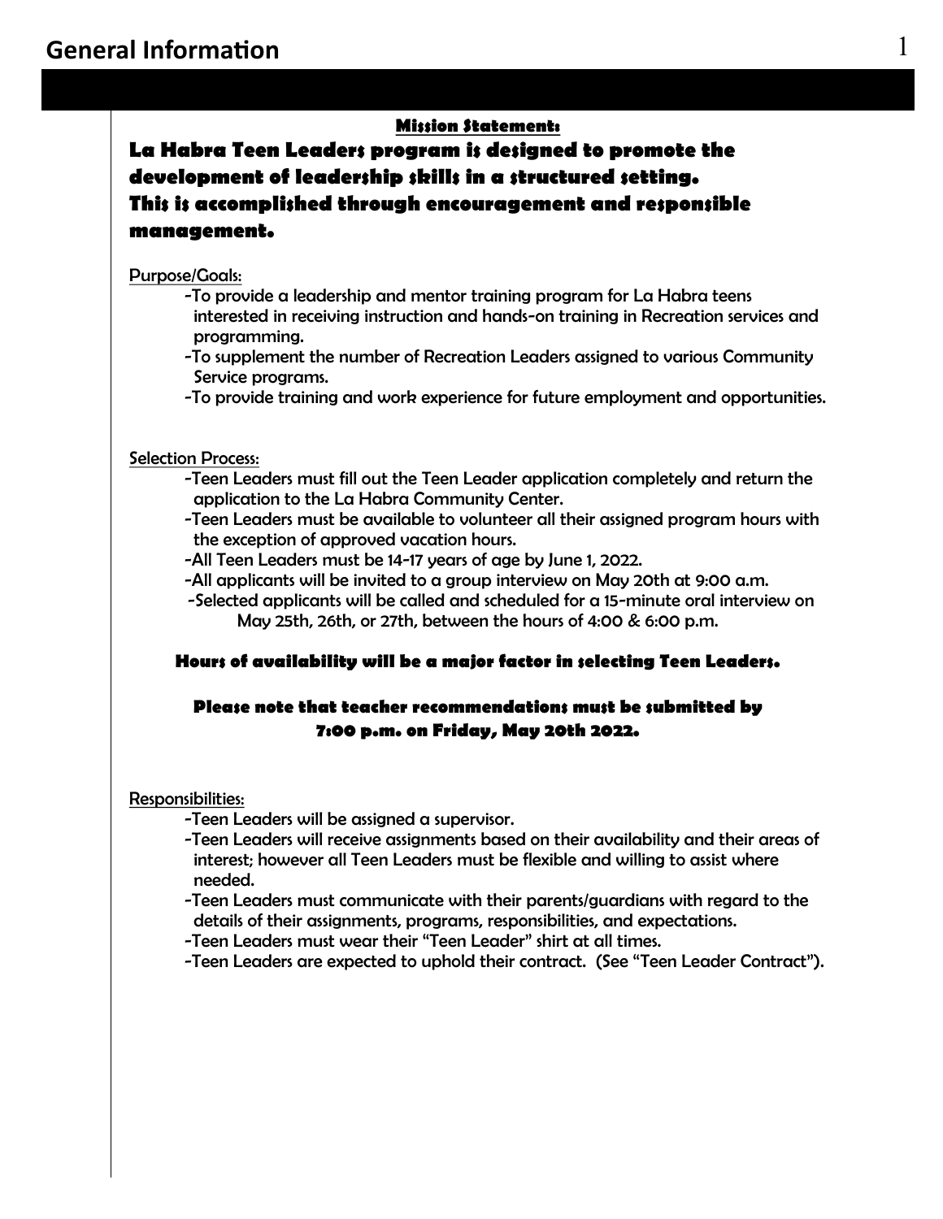# General Information

**Mission Statement:**

**La Habra Teen Leaders program is designed to promote the development of leadership skills in a structured setting. This is accomplished through encouragement and responsible management.**

Purpose/Goals:

- To provide a leadership and mentor training program for La Habra teens interested in receiving instruction and hands-on training in Recreation services and programming.
- To supplement the number of Recreation Leaders assigned to various Community Service programs.
- To provide training and work experience for future employment and opportunities.

Selection Process:

- Teen Leaders must fill out the Teen Leader application completely and return the application to the La Habra Community Center.
- Teen Leaders must be available to volunteer all their assigned program hours with the exception of approved vacation hours.
- All Teen Leaders must be 14-17 years of age by June 1, 2022.
- All applicants will be invited to a group interview on May 20th at 9:00 a.m.
- Selected applicants will be called and scheduled for a 15-minute oral interview on May 25th, 26th, or 27th, between the hours of 4:00 & 6:00 p.m.

**Hours of availability will be a major factor in selecting Teen Leaders.**

**Please note that teacher recommendations must be submitted by 7:00 p.m. on Friday, May 20th 2022.**

Responsibilities:

- Teen Leaders will be assigned a supervisor.
- Teen Leaders will receive assignments based on their availability and their areas of interest; however all Teen Leaders must be flexible and willing to assist where needed.
- Teen Leaders must communicate with their parents/guardians with regard to the details of their assignments, programs, responsibilities, and expectations.
- Teen Leaders must wear their "Teen Leader" shirt at all times.
- Teen Leaders are expected to uphold their contract. (See "Teen Leader Contract").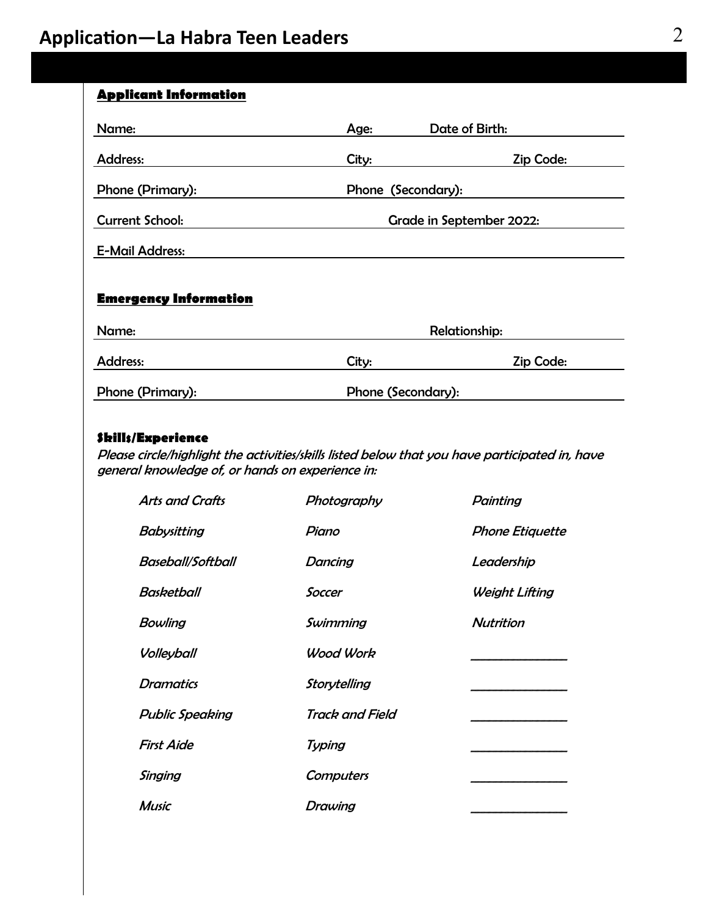# Application—La Habra Teen Leaders

**Applicant Information**

Name: ______________________ Age: ______ Date of Birth: ______________

Address: ______________________ City: ______________ Zip Code: ________

Phone (Primary): ______________________ Phone (Secondary): ______________________

Current School: ______________________ Grade in September 2022: ______________

E-Mail Address: ______________________________________________

**Emergency Information**

Name: ______________________________ Relationship: ______________

Address: ______________________ City: ______________ Zip Code: ________

Phone (Primary): ______________________ Phone (Secondary): ______________________

**Skills/Experience**

*Please circle/highlight the activities/skills listed below that you have participated in, have general knowledge of, or hands on experience in:*

| | | |
|---|---|---|
| *Arts and Crafts* | *Photography* | *Painting* |
| *Babysitting* | *Piano* | *Phone Etiquette* |
| *Baseball/Softball* | *Dancing* | *Leadership* |
| *Basketball* | *Soccer* | *Weight Lifting* |
| *Bowling* | *Swimming* | *Nutrition* |
| *Volleyball* | *Wood Work* | ______________ |
| *Dramatics* | *Storytelling* | ______________ |
| *Public Speaking* | *Track and Field* | ______________ |
| *First Aide* | *Typing* | ______________ |
| *Singing* | *Computers* | ______________ |
| *Music* | *Drawing* | ______________ |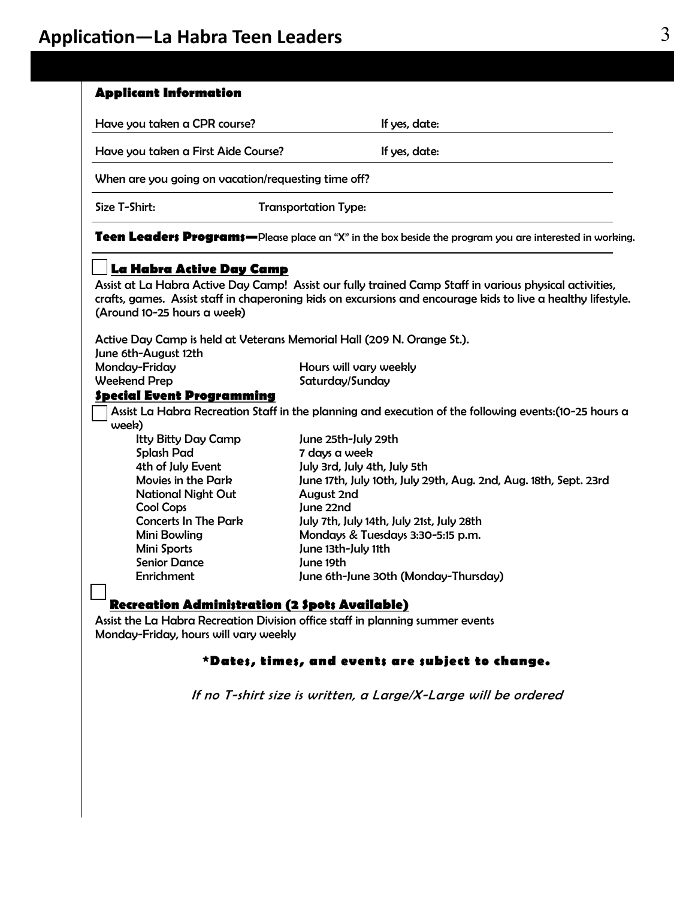# Application—La Habra Teen Leaders

### Applicant Information

Have you taken a CPR course? If yes, date:

Have you taken a First Aide Course? If yes, date:

When are you going on vacation/requesting time off?

Size T-Shirt: Transportation Type:

**Teen Leaders Programs—**Please place an "X" in the box beside the program you are interested in working.

☐ **La Habra Active Day Camp**

Assist at La Habra Active Day Camp! Assist our fully trained Camp Staff in various physical activities, crafts, games. Assist staff in chaperoning kids on excursions and encourage kids to live a healthy lifestyle. (Around 10-25 hours a week)

Active Day Camp is held at Veterans Memorial Hall (209 N. Orange St.).
June 6th-August 12th

| | |
|---|---|
| Monday-Friday | Hours will vary weekly |
| Weekend Prep | Saturday/Sunday |

**Special Event Programming**

☐ Assist La Habra Recreation Staff in the planning and execution of the following events:(10-25 hours a week)

| | |
|---|---|
| Itty Bitty Day Camp | June 25th-July 29th |
| Splash Pad | 7 days a week |
| 4th of July Event | July 3rd, July 4th, July 5th |
| Movies in the Park | June 17th, July 10th, July 29th, Aug. 2nd, Aug. 18th, Sept. 23rd |
| National Night Out | August 2nd |
| Cool Cops | June 22nd |
| Concerts In The Park | July 7th, July 14th, July 21st, July 28th |
| Mini Bowling | Mondays & Tuesdays 3:30-5:15 p.m. |
| Mini Sports | June 13th-July 11th |
| Senior Dance | June 19th |
| Enrichment | June 6th-June 30th (Monday-Thursday) |

☐ **Recreation Administration (2 Spots Available)**

Assist the La Habra Recreation Division office staff in planning summer events
Monday-Friday, hours will vary weekly

**\*Dates, times, and events are subject to change.**

*If no T-shirt size is written, a Large/X-Large will be ordered*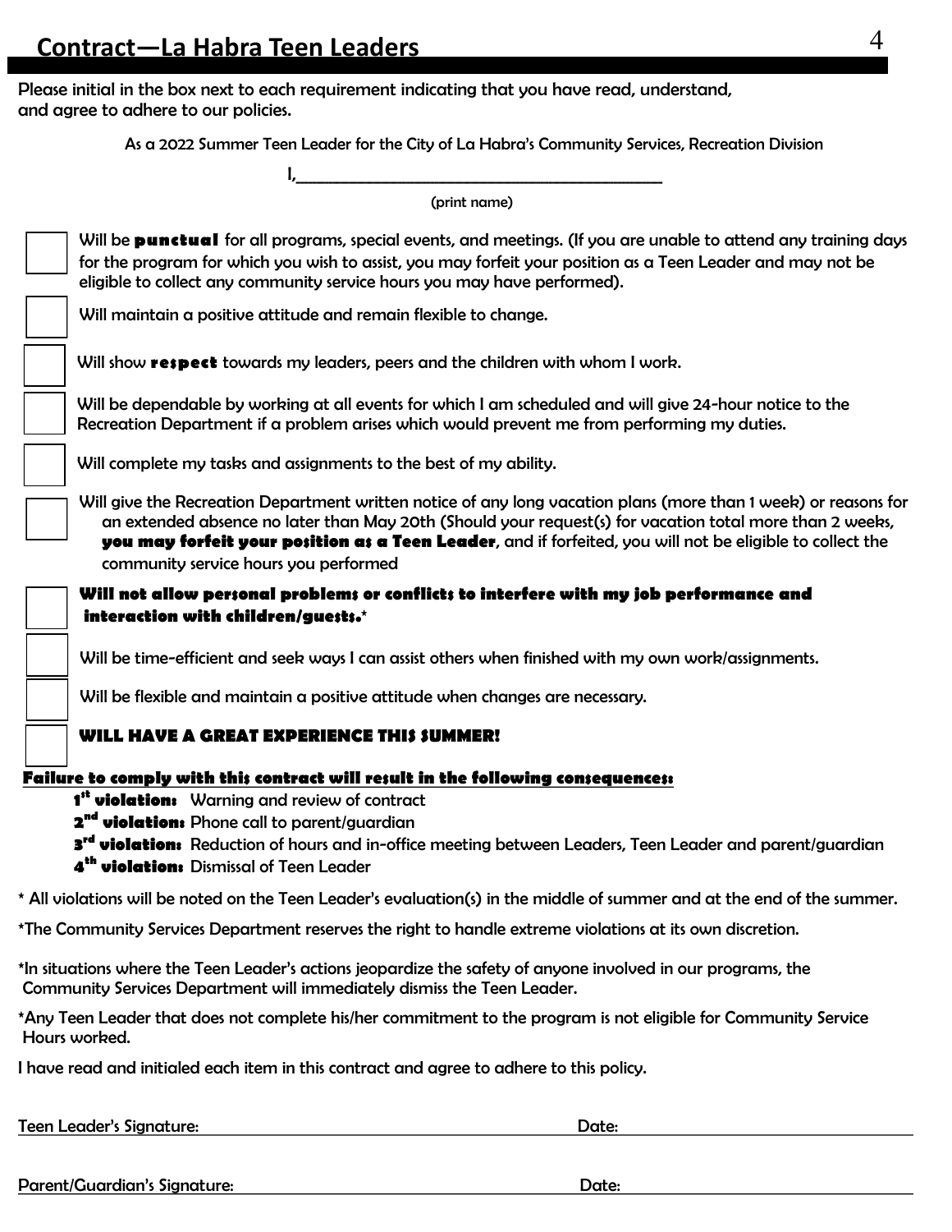## Contract—La Habra Teen Leaders

Please initial in the box next to each requirement indicating that you have read, understand, and agree to adhere to our policies.

As a 2022 Summer Teen Leader for the City of La Habra's Community Services, Recreation Division

I,\_\_\_\_\_\_\_\_\_\_\_\_\_\_\_\_\_\_\_\_\_\_\_\_\_\_\_\_\_\_\_\_\_\_\_\_\_\_\_\_\_\_\_\_

(print name)

- ☐ Will be **punctual** for all programs, special events, and meetings. (If you are unable to attend any training days for the program for which you wish to assist, you may forfeit your position as a Teen Leader and may not be eligible to collect any community service hours you may have performed).
- ☐ Will maintain a positive attitude and remain flexible to change.
- ☐ Will show **respect** towards my leaders, peers and the children with whom I work.
- ☐ Will be dependable by working at all events for which I am scheduled and will give 24-hour notice to the Recreation Department if a problem arises which would prevent me from performing my duties.
- ☐ Will complete my tasks and assignments to the best of my ability.
- ☐ Will give the Recreation Department written notice of any long vacation plans (more than 1 week) or reasons for an extended absence no later than May 20th (Should your request(s) for vacation total more than 2 weeks, **you may forfeit your position as a Teen Leader**, and if forfeited, you will not be eligible to collect the community service hours you performed
- ☐ **Will not allow personal problems or conflicts to interfere with my job performance and interaction with children/guests.***
- ☐ Will be time-efficient and seek ways I can assist others when finished with my own work/assignments.
- ☐ Will be flexible and maintain a positive attitude when changes are necessary.
- ☐ **WILL HAVE A GREAT EXPERIENCE THIS SUMMER!**

**Failure to comply with this contract will result in the following consequences:**

- **1st violation:** Warning and review of contract
- **2nd violation:** Phone call to parent/guardian
- **3rd violation:** Reduction of hours and in-office meeting between Leaders, Teen Leader and parent/guardian
- **4th violation:** Dismissal of Teen Leader

\* All violations will be noted on the Teen Leader's evaluation(s) in the middle of summer and at the end of the summer.

*The Community Services Department reserves the right to handle extreme violations at its own discretion.

*In situations where the Teen Leader's actions jeopardize the safety of anyone involved in our programs, the Community Services Department will immediately dismiss the Teen Leader.

*Any Teen Leader that does not complete his/her commitment to the program is not eligible for Community Service Hours worked.

I have read and initialed each item in this contract and agree to adhere to this policy.

Teen Leader's Signature: \_\_\_\_\_\_\_\_\_\_\_\_\_\_\_\_\_\_\_\_\_\_\_\_\_\_\_\_ Date: \_\_\_\_\_\_\_\_\_\_\_\_\_\_\_\_\_\_

Parent/Guardian's Signature: \_\_\_\_\_\_\_\_\_\_\_\_\_\_\_\_\_\_\_\_\_\_\_\_\_\_\_\_ Date: \_\_\_\_\_\_\_\_\_\_\_\_\_\_\_\_\_\_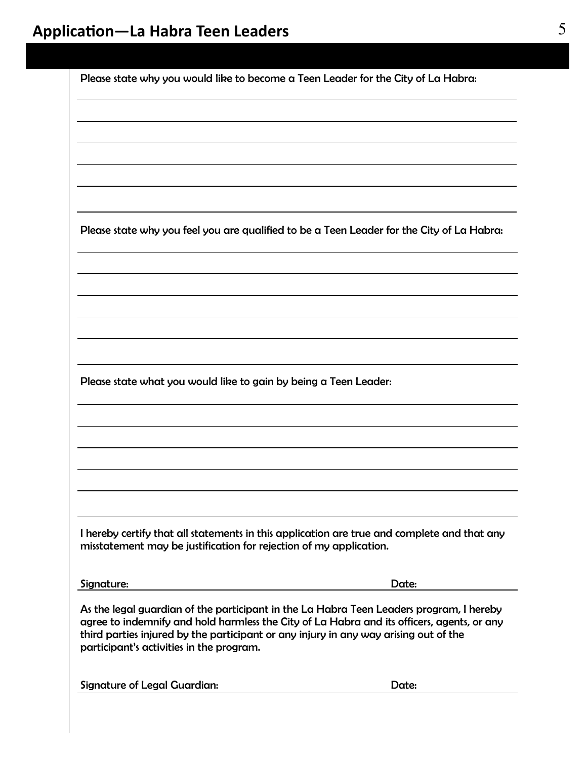## Application—La Habra Teen Leaders

Please state why you would like to become a Teen Leader for the City of La Habra:

Please state why you feel you are qualified to be a Teen Leader for the City of La Habra:

Please state what you would like to gain by being a Teen Leader:

I hereby certify that all statements in this application are true and complete and that any misstatement may be justification for rejection of my application.

Signature: ______________________________ Date: ______________

As the legal guardian of the participant in the La Habra Teen Leaders program, I hereby agree to indemnify and hold harmless the City of La Habra and its officers, agents, or any third parties injured by the participant or any injury in any way arising out of the participant's activities in the program.

Signature of Legal Guardian: ______________________________ Date: ______________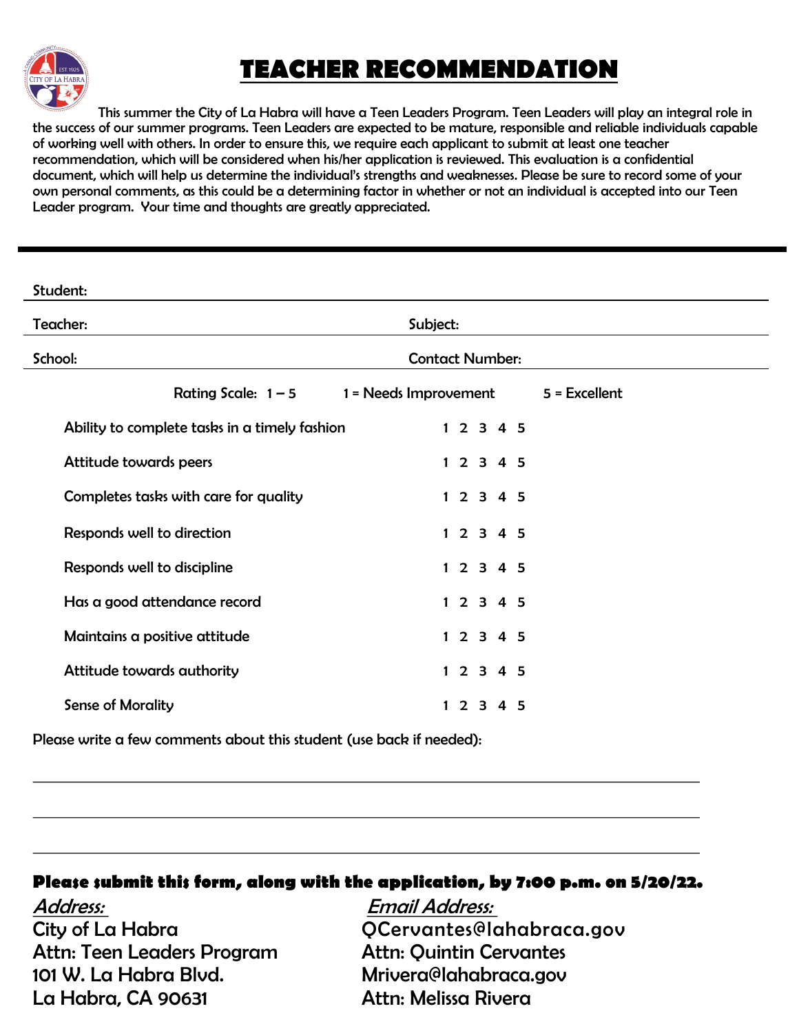# TEACHER RECOMMENDATION

This summer the City of La Habra will have a Teen Leaders Program. Teen Leaders will play an integral role in the success of our summer programs. Teen Leaders are expected to be mature, responsible and reliable individuals capable of working well with others. In order to ensure this, we require each applicant to submit at least one teacher recommendation, which will be considered when his/her application is reviewed. This evaluation is a confidential document, which will help us determine the individual's strengths and weaknesses. Please be sure to record some of your own personal comments, as this could be a determining factor in whether or not an individual is accepted into our Teen Leader program. Your time and thoughts are greatly appreciated.

---

Student: ____________________________________________

Teacher: ______________________ Subject: ______________________

School: ______________________ Contact Number: ______________________

Rating Scale: 1 – 5 1 = Needs Improvement 5 = Excellent

| | |
|---|---|
| Ability to complete tasks in a timely fashion | 1 2 3 4 5 |
| Attitude towards peers | 1 2 3 4 5 |
| Completes tasks with care for quality | 1 2 3 4 5 |
| Responds well to direction | 1 2 3 4 5 |
| Responds well to discipline | 1 2 3 4 5 |
| Has a good attendance record | 1 2 3 4 5 |
| Maintains a positive attitude | 1 2 3 4 5 |
| Attitude towards authority | 1 2 3 4 5 |
| Sense of Morality | 1 2 3 4 5 |

Please write a few comments about this student (use back if needed):

______________________________________________________________

______________________________________________________________

______________________________________________________________

**Please submit this form, along with the application, by 7:00 p.m. on 5/20/22.**

*Address:*
City of La Habra
Attn: Teen Leaders Program
101 W. La Habra Blvd.
La Habra, CA 90631

*Email Address:*
QCervantes@lahabraca.gov
Attn: Quintin Cervantes
Mrivera@lahabraca.gov
Attn: Melissa Rivera